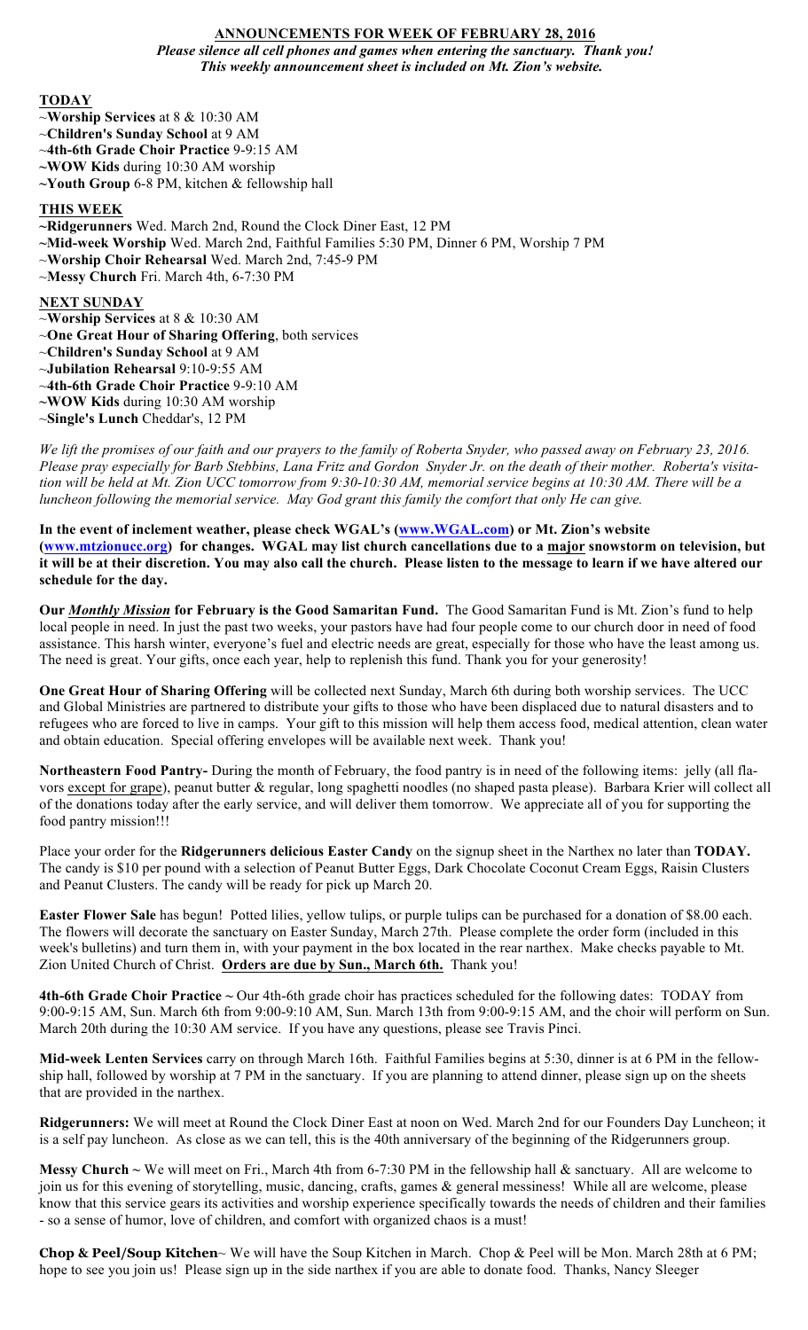# ANNOUNCEMENTS FOR WEEK OF FEBRUARY 28, 2016

***Please silence all cell phones and games when entering the sanctuary. Thank you!***
***This weekly announcement sheet is included on Mt. Zion's website.***

## TODAY

~**Worship Services** at 8 & 10:30 AM
~**Children's Sunday School** at 9 AM
~**4th-6th Grade Choir Practice** 9-9:15 AM
**~WOW Kids** during 10:30 AM worship
**~Youth Group** 6-8 PM, kitchen & fellowship hall

## THIS WEEK

**~Ridgerunners** Wed. March 2nd, Round the Clock Diner East, 12 PM
**~Mid-week Worship** Wed. March 2nd, Faithful Families 5:30 PM, Dinner 6 PM, Worship 7 PM
~**Worship Choir Rehearsal** Wed. March 2nd, 7:45-9 PM
~**Messy Church** Fri. March 4th, 6-7:30 PM

## NEXT SUNDAY

~**Worship Services** at 8 & 10:30 AM
~**One Great Hour of Sharing Offering**, both services
~**Children's Sunday School** at 9 AM
~**Jubilation Rehearsal** 9:10-9:55 AM
~**4th-6th Grade Choir Practice** 9-9:10 AM
**~WOW Kids** during 10:30 AM worship
~**Single's Lunch** Cheddar's, 12 PM

*We lift the promises of our faith and our prayers to the family of Roberta Snyder, who passed away on February 23, 2016. Please pray especially for Barb Stebbins, Lana Fritz and Gordon Snyder Jr. on the death of their mother. Roberta's visitation will be held at Mt. Zion UCC tomorrow from 9:30-10:30 AM, memorial service begins at 10:30 AM. There will be a luncheon following the memorial service. May God grant this family the comfort that only He can give.*

**In the event of inclement weather, please check WGAL's (www.WGAL.com) or Mt. Zion's website (www.mtzionucc.org) for changes. WGAL may list church cancellations due to a major snowstorm on television, but it will be at their discretion. You may also call the church. Please listen to the message to learn if we have altered our schedule for the day.**

**Our *Monthly Mission* for February is the Good Samaritan Fund.** The Good Samaritan Fund is Mt. Zion's fund to help local people in need. In just the past two weeks, your pastors have had four people come to our church door in need of food assistance. This harsh winter, everyone's fuel and electric needs are great, especially for those who have the least among us. The need is great. Your gifts, once each year, help to replenish this fund. Thank you for your generosity!

**One Great Hour of Sharing Offering** will be collected next Sunday, March 6th during both worship services. The UCC and Global Ministries are partnered to distribute your gifts to those who have been displaced due to natural disasters and to refugees who are forced to live in camps. Your gift to this mission will help them access food, medical attention, clean water and obtain education. Special offering envelopes will be available next week. Thank you!

**Northeastern Food Pantry-** During the month of February, the food pantry is in need of the following items: jelly (all flavors except for grape), peanut butter & regular, long spaghetti noodles (no shaped pasta please). Barbara Krier will collect all of the donations today after the early service, and will deliver them tomorrow. We appreciate all of you for supporting the food pantry mission!!!

Place your order for the **Ridgerunners delicious Easter Candy** on the signup sheet in the Narthex no later than **TODAY.** The candy is $10 per pound with a selection of Peanut Butter Eggs, Dark Chocolate Coconut Cream Eggs, Raisin Clusters and Peanut Clusters. The candy will be ready for pick up March 20.

**Easter Flower Sale** has begun! Potted lilies, yellow tulips, or purple tulips can be purchased for a donation of $8.00 each. The flowers will decorate the sanctuary on Easter Sunday, March 27th. Please complete the order form (included in this week's bulletins) and turn them in, with your payment in the box located in the rear narthex. Make checks payable to Mt. Zion United Church of Christ. **Orders are due by Sun., March 6th.** Thank you!

**4th-6th Grade Choir Practice ~** Our 4th-6th grade choir has practices scheduled for the following dates: TODAY from 9:00-9:15 AM, Sun. March 6th from 9:00-9:10 AM, Sun. March 13th from 9:00-9:15 AM, and the choir will perform on Sun. March 20th during the 10:30 AM service. If you have any questions, please see Travis Pinci.

**Mid-week Lenten Services** carry on through March 16th. Faithful Families begins at 5:30, dinner is at 6 PM in the fellowship hall, followed by worship at 7 PM in the sanctuary. If you are planning to attend dinner, please sign up on the sheets that are provided in the narthex.

**Ridgerunners:** We will meet at Round the Clock Diner East at noon on Wed. March 2nd for our Founders Day Luncheon; it is a self pay luncheon. As close as we can tell, this is the 40th anniversary of the beginning of the Ridgerunners group.

**Messy Church ~** We will meet on Fri., March 4th from 6-7:30 PM in the fellowship hall & sanctuary. All are welcome to join us for this evening of storytelling, music, dancing, crafts, games & general messiness! While all are welcome, please know that this service gears its activities and worship experience specifically towards the needs of children and their families - so a sense of humor, love of children, and comfort with organized chaos is a must!

**Chop & Peel/Soup Kitchen**~ We will have the Soup Kitchen in March. Chop & Peel will be Mon. March 28th at 6 PM; hope to see you join us! Please sign up in the side narthex if you are able to donate food. Thanks, Nancy Sleeger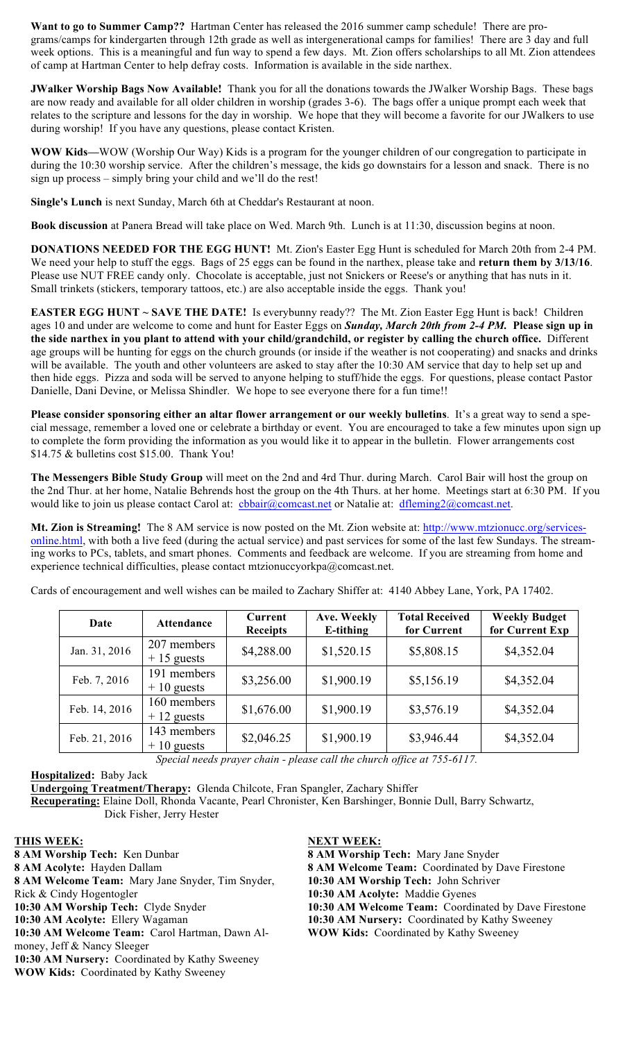**Want to go to Summer Camp??** Hartman Center has released the 2016 summer camp schedule! There are programs/camps for kindergarten through 12th grade as well as intergenerational camps for families! There are 3 day and full week options. This is a meaningful and fun way to spend a few days. Mt. Zion offers scholarships to all Mt. Zion attendees of camp at Hartman Center to help defray costs. Information is available in the side narthex.

**JWalker Worship Bags Now Available!** Thank you for all the donations towards the JWalker Worship Bags. These bags are now ready and available for all older children in worship (grades 3-6). The bags offer a unique prompt each week that relates to the scripture and lessons for the day in worship. We hope that they will become a favorite for our JWalkers to use during worship! If you have any questions, please contact Kristen.

**WOW Kids—**WOW (Worship Our Way) Kids is a program for the younger children of our congregation to participate in during the 10:30 worship service. After the children's message, the kids go downstairs for a lesson and snack. There is no sign up process – simply bring your child and we'll do the rest!

**Single's Lunch** is next Sunday, March 6th at Cheddar's Restaurant at noon.

**Book discussion** at Panera Bread will take place on Wed. March 9th. Lunch is at 11:30, discussion begins at noon.

**DONATIONS NEEDED FOR THE EGG HUNT!** Mt. Zion's Easter Egg Hunt is scheduled for March 20th from 2-4 PM. We need your help to stuff the eggs. Bags of 25 eggs can be found in the narthex, please take and **return them by 3/13/16**. Please use NUT FREE candy only. Chocolate is acceptable, just not Snickers or Reese's or anything that has nuts in it. Small trinkets (stickers, temporary tattoos, etc.) are also acceptable inside the eggs. Thank you!

**EASTER EGG HUNT ~ SAVE THE DATE!** Is everybunny ready?? The Mt. Zion Easter Egg Hunt is back! Children ages 10 and under are welcome to come and hunt for Easter Eggs on ***Sunday, March 20th from 2-4 PM.*** **Please sign up in the side narthex in you plant to attend with your child/grandchild, or register by calling the church office.** Different age groups will be hunting for eggs on the church grounds (or inside if the weather is not cooperating) and snacks and drinks will be available. The youth and other volunteers are asked to stay after the 10:30 AM service that day to help set up and then hide eggs. Pizza and soda will be served to anyone helping to stuff/hide the eggs. For questions, please contact Pastor Danielle, Dani Devine, or Melissa Shindler. We hope to see everyone there for a fun time!!

**Please consider sponsoring either an altar flower arrangement or our weekly bulletins**. It's a great way to send a special message, remember a loved one or celebrate a birthday or event. You are encouraged to take a few minutes upon sign up to complete the form providing the information as you would like it to appear in the bulletin. Flower arrangements cost $14.75 & bulletins cost $15.00. Thank You!

**The Messengers Bible Study Group** will meet on the 2nd and 4rd Thur. during March. Carol Bair will host the group on the 2nd Thur. at her home, Natalie Behrends host the group on the 4th Thurs. at her home. Meetings start at 6:30 PM. If you would like to join us please contact Carol at: cbbair@comcast.net or Natalie at: dfleming2@comcast.net.

**Mt. Zion is Streaming!** The 8 AM service is now posted on the Mt. Zion website at: http://www.mtzionucc.org/services-online.html, with both a live feed (during the actual service) and past services for some of the last few Sundays. The streaming works to PCs, tablets, and smart phones. Comments and feedback are welcome. If you are streaming from home and experience technical difficulties, please contact mtzionuccyorkpa@comcast.net.

Cards of encouragement and well wishes can be mailed to Zachary Shiffer at: 4140 Abbey Lane, York, PA 17402.

| Date | Attendance | Current Receipts | Ave. Weekly E-tithing | Total Received for Current | Weekly Budget for Current Exp |
|---|---|---|---|---|---|
| Jan. 31, 2016 | 207 members + 15 guests | $4,288.00 | $1,520.15 | $5,808.15 | $4,352.04 |
| Feb. 7, 2016 | 191 members + 10 guests | $3,256.00 | $1,900.19 | $5,156.19 | $4,352.04 |
| Feb. 14, 2016 | 160 members + 12 guests | $1,676.00 | $1,900.19 | $3,576.19 | $4,352.04 |
| Feb. 21, 2016 | 143 members + 10 guests | $2,046.25 | $1,900.19 | $3,946.44 | $4,352.04 |

*Special needs prayer chain - please call the church office at 755-6117.*

**Hospitalized:** Baby Jack

**Undergoing Treatment/Therapy:** Glenda Chilcote, Fran Spangler, Zachary Shiffer

**Recuperating:** Elaine Doll, Rhonda Vacante, Pearl Chronister, Ken Barshinger, Bonnie Dull, Barry Schwartz, Dick Fisher, Jerry Hester

**THIS WEEK:**

**8 AM Worship Tech:** Ken Dunbar
**8 AM Acolyte:** Hayden Dallam
**8 AM Welcome Team:** Mary Jane Snyder, Tim Snyder, Rick & Cindy Hogentogler
**10:30 AM Worship Tech:** Clyde Snyder
**10:30 AM Acolyte:** Ellery Wagaman
**10:30 AM Welcome Team:** Carol Hartman, Dawn Almoney, Jeff & Nancy Sleeger
**10:30 AM Nursery:** Coordinated by Kathy Sweeney
**WOW Kids:** Coordinated by Kathy Sweeney

**NEXT WEEK:**

**8 AM Worship Tech:** Mary Jane Snyder
**8 AM Welcome Team:** Coordinated by Dave Firestone
**10:30 AM Worship Tech:** John Schriver
**10:30 AM Acolyte:** Maddie Gyenes
**10:30 AM Welcome Team:** Coordinated by Dave Firestone
**10:30 AM Nursery:** Coordinated by Kathy Sweeney
**WOW Kids:** Coordinated by Kathy Sweeney